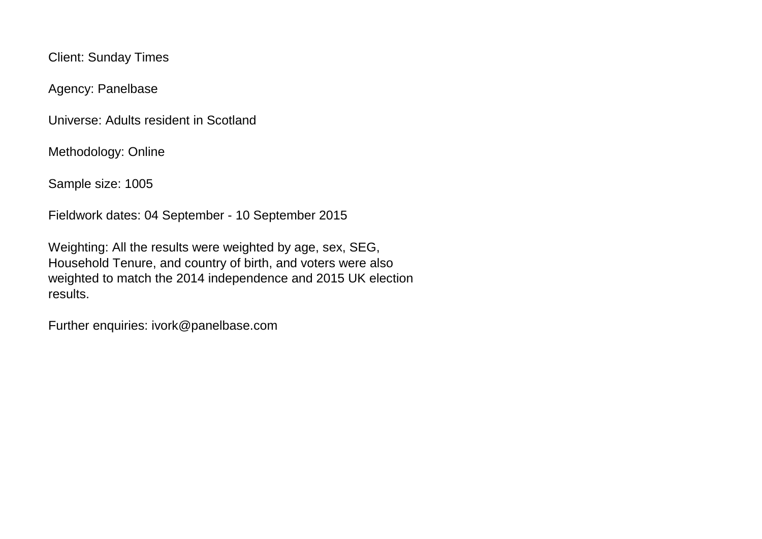Client: Sunday Times

Agency: Panelbase

Universe: Adults resident in Scotland

Methodology: Online

Sample size: 1005

Fieldwork dates: 04 September - 10 September 2015

Weighting: All the results were weighted by age, sex, SEG, Household Tenure, and country of birth, and voters were also weighted to match the 2014 independence and 2015 UK election results.

Further enquiries: ivork@panelbase.com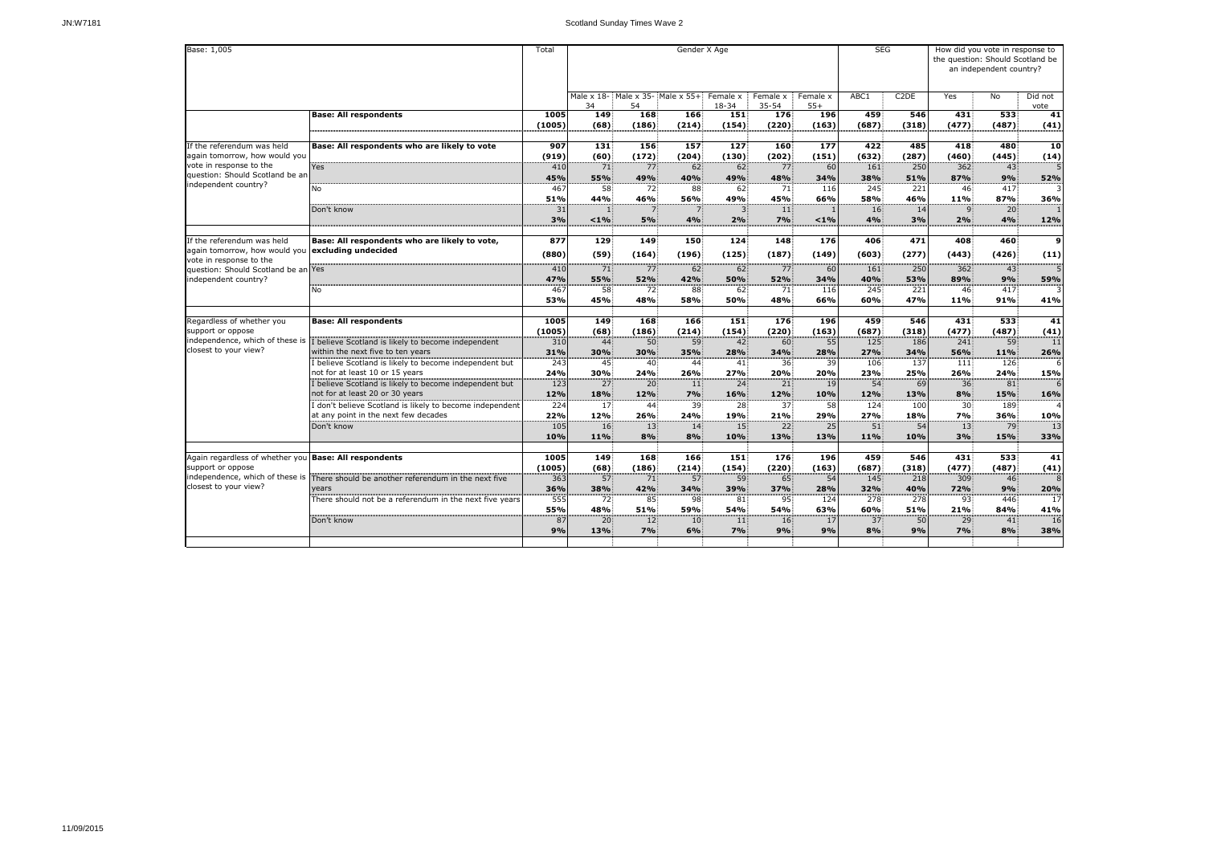# Scotland Sunday Times Wave 2

| Base: 1,005 | | Total | Gender X Age | | | | | | SEG | | How did you vote in response to the question: Should Scotland be an independent country? | | |
|---|---|---|---|---|---|---|---|---|---|---|---|---|---|
| | | | Male x 18-34 | Male x 35-54 | Male x 55+ | Female x 18-34 | Female x 35-54 | Female x 55+ | ABC1 | C2DE | Yes | No | Did not vote |
| | **Base: All respondents** | **1005** | **149** | **168** | **166** | **151** | **176** | **196** | **459** | **546** | **431** | **533** | **41** |
| | | **(1005)** | **(68)** | **(186)** | **(214)** | **(154)** | **(220)** | **(163)** | **(687)** | **(318)** | **(477)** | **(487)** | **(41)** |
| If the referendum was held again tomorrow, how would you vote in response to the question: Should Scotland be an independent country? | **Base: All respondents who are likely to vote** | **907** | **131** | **156** | **157** | **127** | **160** | **177** | **422** | **485** | **418** | **480** | **10** |
| | | **(919)** | **(60)** | **(172)** | **(204)** | **(130)** | **(202)** | **(151)** | **(632)** | **(287)** | **(460)** | **(445)** | **(14)** |
| | Yes | 410 | 71 | 77 | 62 | 62 | 77 | 60 | 161 | 250 | 362 | 43 | 5 |
| | | **45%** | **55%** | **49%** | **40%** | **49%** | **48%** | **34%** | **38%** | **51%** | **87%** | **9%** | **52%** |
| | No | 467 | 58 | 72 | 88 | 62 | 71 | 116 | 245 | 221 | 46 | 417 | 3 |
| | | **51%** | **44%** | **46%** | **56%** | **49%** | **45%** | **66%** | **58%** | **46%** | **11%** | **87%** | **36%** |
| | Don't know | 31 | 1 | 7 | 7 | 3 | 11 | 1 | 16 | 14 | 9 | 20 | 1 |
| | | **3%** | **<1%** | **5%** | **4%** | **2%** | **7%** | **<1%** | **4%** | **3%** | **2%** | **4%** | **12%** |
| If the referendum was held again tomorrow, how would you vote in response to the question: Should Scotland be an independent country? | **Base: All respondents who are likely to vote, excluding undecided** | **877** | **129** | **149** | **150** | **124** | **148** | **176** | **406** | **471** | **408** | **460** | **9** |
| | | **(880)** | **(59)** | **(164)** | **(196)** | **(125)** | **(187)** | **(149)** | **(603)** | **(277)** | **(443)** | **(426)** | **(11)** |
| | Yes | 410 | 71 | 77 | 62 | 62 | 77 | 60 | 161 | 250 | 362 | 43 | 5 |
| | | **47%** | **55%** | **52%** | **42%** | **50%** | **52%** | **34%** | **40%** | **53%** | **89%** | **9%** | **59%** |
| | No | 467 | 58 | 72 | 88 | 62 | 71 | 116 | 245 | 221 | 46 | 417 | 3 |
| | | **53%** | **45%** | **48%** | **58%** | **50%** | **48%** | **66%** | **60%** | **47%** | **11%** | **91%** | **41%** |
| Regardless of whether you support or oppose independence, which of these is closest to your view? | **Base: All respondents** | **1005** | **149** | **168** | **166** | **151** | **176** | **196** | **459** | **546** | **431** | **533** | **41** |
| | | **(1005)** | **(68)** | **(186)** | **(214)** | **(154)** | **(220)** | **(163)** | **(687)** | **(318)** | **(477)** | **(487)** | **(41)** |
| | I believe Scotland is likely to become independent within the next five to ten years | 310 | 44 | 50 | 59 | 42 | 60 | 55 | 125 | 186 | 241 | 59 | 11 |
| | | **31%** | **30%** | **30%** | **35%** | **28%** | **34%** | **28%** | **27%** | **34%** | **56%** | **11%** | **26%** |
| | I believe Scotland is likely to become independent but not for at least 10 or 15 years | 243 | 45 | 40 | 44 | 41 | 36 | 39 | 106 | 137 | 111 | 126 | 6 |
| | | **24%** | **30%** | **24%** | **26%** | **27%** | **20%** | **20%** | **23%** | **25%** | **26%** | **24%** | **15%** |
| | I believe Scotland is likely to become independent but not for at least 20 or 30 years | 123 | 27 | 20 | 11 | 24 | 21 | 19 | 54 | 69 | 36 | 81 | 6 |
| | | **12%** | **18%** | **12%** | **7%** | **16%** | **12%** | **10%** | **12%** | **13%** | **8%** | **15%** | **16%** |
| | I don't believe Scotland is likely to become independent at any point in the next few decades | 224 | 17 | 44 | 39 | 28 | 37 | 58 | 124 | 100 | 30 | 189 | 4 |
| | | **22%** | **12%** | **26%** | **24%** | **19%** | **21%** | **29%** | **27%** | **18%** | **7%** | **36%** | **10%** |
| | Don't know | 105 | 16 | 13 | 14 | 15 | 22 | 25 | 51 | 54 | 13 | 79 | 13 |
| | | **10%** | **11%** | **8%** | **8%** | **10%** | **13%** | **13%** | **11%** | **10%** | **3%** | **15%** | **33%** |
| Again regardless of whether you support or oppose independence, which of these is closest to your view? | **Base: All respondents** | **1005** | **149** | **168** | **166** | **151** | **176** | **196** | **459** | **546** | **431** | **533** | **41** |
| | | **(1005)** | **(68)** | **(186)** | **(214)** | **(154)** | **(220)** | **(163)** | **(687)** | **(318)** | **(477)** | **(487)** | **(41)** |
| | There should be another referendum in the next five years | 363 | 57 | 71 | 57 | 59 | 65 | 54 | 145 | 218 | 309 | 46 | 8 |
| | | **36%** | **38%** | **42%** | **34%** | **39%** | **37%** | **28%** | **32%** | **40%** | **72%** | **9%** | **20%** |
| | There should not be a referendum in the next five years | 555 | 72 | 85 | 98 | 81 | 95 | 124 | 278 | 278 | 93 | 446 | 17 |
| | | **55%** | **48%** | **51%** | **59%** | **54%** | **54%** | **63%** | **60%** | **51%** | **21%** | **84%** | **41%** |
| | Don't know | 87 | 20 | 12 | 10 | 11 | 16 | 17 | 37 | 50 | 29 | 41 | 16 |
| | | **9%** | **13%** | **7%** | **6%** | **7%** | **9%** | **9%** | **8%** | **9%** | **7%** | **8%** | **38%** |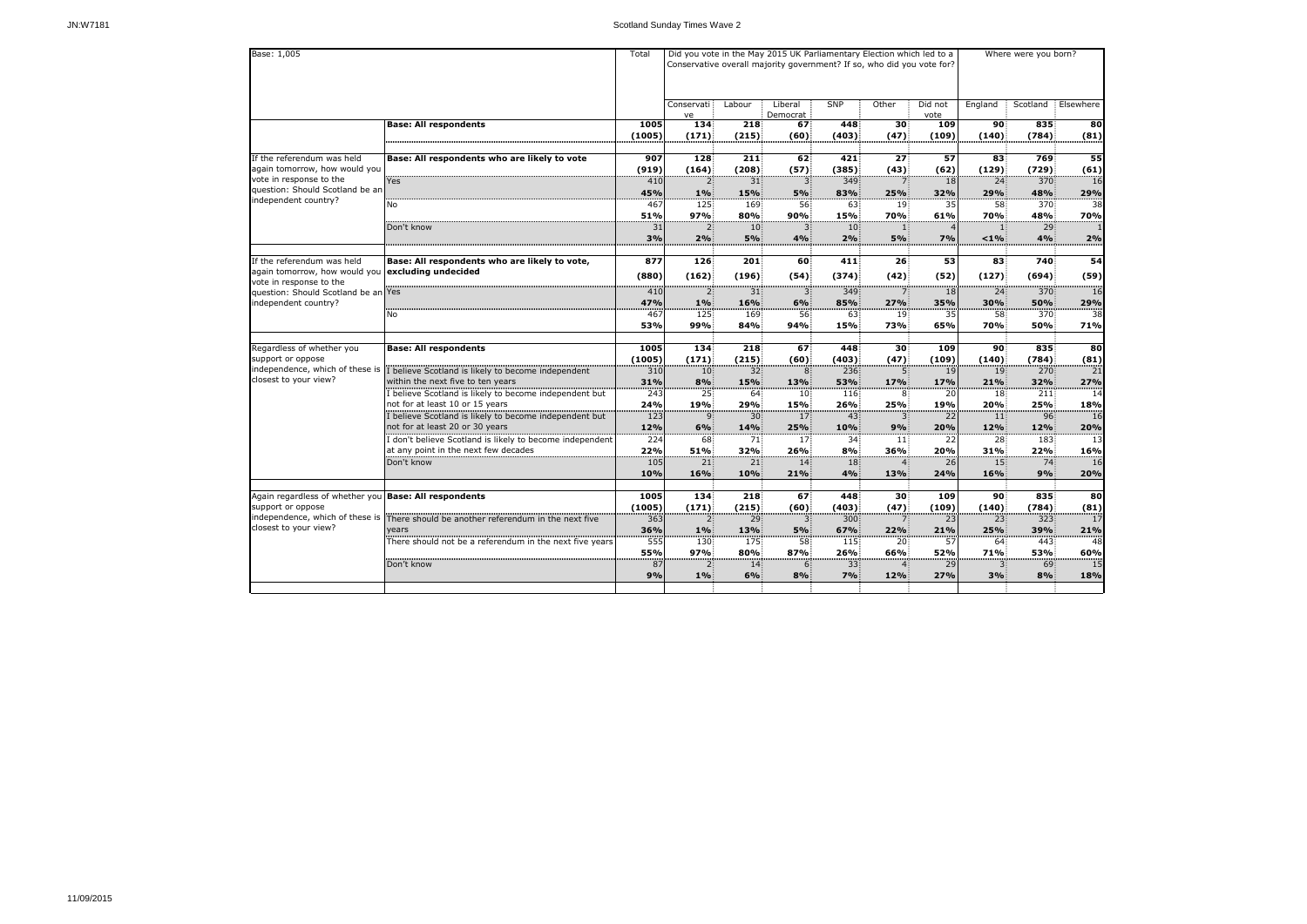Base: 1,005

| | | Total | Did you vote in the May 2015 UK Parliamentary Election which led to a Conservative overall majority government? If so, who did you vote for? | | | | | | Where were you born? | | |
|---|---|---|---|---|---|---|---|---|---|---|---|
| | | | Conservative | Labour | Liberal Democrat | SNP | Other | Did not vote | England | Scotland | Elsewhere |
| | **Base: All respondents** | **1005** | **134** | **218** | **67** | **448** | **30** | **109** | **90** | **835** | **80** |
| | | **(1005)** | **(171)** | **(215)** | **(60)** | **(403)** | **(47)** | **(109)** | **(140)** | **(784)** | **(81)** |
| If the referendum was held again tomorrow, how would you vote in response to the question: Should Scotland be an independent country? | **Base: All respondents who are likely to vote** | **907** | **128** | **211** | **62** | **421** | **27** | **57** | **83** | **769** | **55** |
| | | **(919)** | **(164)** | **(208)** | **(57)** | **(385)** | **(43)** | **(62)** | **(129)** | **(729)** | **(61)** |
| | Yes | 410 | 2 | 31 | 3 | 349 | 7 | 18 | 24 | 370 | 16 |
| | | **45%** | **1%** | **15%** | **5%** | **83%** | **25%** | **32%** | **29%** | **48%** | **29%** |
| | No | 467 | 125 | 169 | 56 | 63 | 19 | 35 | 58 | 370 | 38 |
| | | **51%** | **97%** | **80%** | **90%** | **15%** | **70%** | **61%** | **70%** | **48%** | **70%** |
| | Don't know | 31 | 2 | 10 | 3 | 10 | 1 | 4 | 1 | 29 | 1 |
| | | **3%** | **2%** | **5%** | **4%** | **2%** | **5%** | **7%** | **<1%** | **4%** | **2%** |
| If the referendum was held again tomorrow, how would you vote in response to the question: Should Scotland be an independent country? | **Base: All respondents who are likely to vote, excluding undecided** | **877** | **126** | **201** | **60** | **411** | **26** | **53** | **83** | **740** | **54** |
| | | **(880)** | **(162)** | **(196)** | **(54)** | **(374)** | **(42)** | **(52)** | **(127)** | **(694)** | **(59)** |
| | Yes | 410 | 2 | 31 | 3 | 349 | 7 | 18 | 24 | 370 | 16 |
| | | **47%** | **1%** | **16%** | **6%** | **85%** | **27%** | **35%** | **30%** | **50%** | **29%** |
| | No | 467 | 125 | 169 | 56 | 63 | 19 | 35 | 58 | 370 | 38 |
| | | **53%** | **99%** | **84%** | **94%** | **15%** | **73%** | **65%** | **70%** | **50%** | **71%** |
| Regardless of whether you support or oppose independence, which of these is closest to your view? | **Base: All respondents** | **1005** | **134** | **218** | **67** | **448** | **30** | **109** | **90** | **835** | **80** |
| | | **(1005)** | **(171)** | **(215)** | **(60)** | **(403)** | **(47)** | **(109)** | **(140)** | **(784)** | **(81)** |
| | I believe Scotland is likely to become independent within the next five to ten years | 310 | 10 | 32 | 8 | 236 | 5 | 19 | 19 | 270 | 21 |
| | | **31%** | **8%** | **15%** | **13%** | **53%** | **17%** | **17%** | **21%** | **32%** | **27%** |
| | I believe Scotland is likely to become independent but not for at least 10 or 15 years | 243 | 25 | 64 | 10 | 116 | 8 | 20 | 18 | 211 | 14 |
| | | **24%** | **19%** | **29%** | **15%** | **26%** | **25%** | **19%** | **20%** | **25%** | **18%** |
| | I believe Scotland is likely to become independent but not for at least 20 or 30 years | 123 | 9 | 30 | 17 | 43 | 3 | 22 | 11 | 96 | 16 |
| | | **12%** | **6%** | **14%** | **25%** | **10%** | **9%** | **20%** | **12%** | **12%** | **20%** |
| | I don't believe Scotland is likely to become independent at any point in the next few decades | 224 | 68 | 71 | 17 | 34 | 11 | 22 | 28 | 183 | 13 |
| | | **22%** | **51%** | **32%** | **26%** | **8%** | **36%** | **20%** | **31%** | **22%** | **16%** |
| | Don't know | 105 | 21 | 21 | 14 | 18 | 4 | 26 | 15 | 74 | 16 |
| | | **10%** | **16%** | **10%** | **21%** | **4%** | **13%** | **24%** | **16%** | **9%** | **20%** |
| Again regardless of whether you support or oppose independence, which of these is closest to your view? | **Base: All respondents** | **1005** | **134** | **218** | **67** | **448** | **30** | **109** | **90** | **835** | **80** |
| | | **(1005)** | **(171)** | **(215)** | **(60)** | **(403)** | **(47)** | **(109)** | **(140)** | **(784)** | **(81)** |
| | There should be another referendum in the next five years | 363 | 2 | 29 | 3 | 300 | 7 | 23 | 23 | 323 | 17 |
| | | **36%** | **1%** | **13%** | **5%** | **67%** | **22%** | **21%** | **25%** | **39%** | **21%** |
| | There should not be a referendum in the next five years | 555 | 130 | 175 | 58 | 115 | 20 | 57 | 64 | 443 | 48 |
| | | **55%** | **97%** | **80%** | **87%** | **26%** | **66%** | **52%** | **71%** | **53%** | **60%** |
| | Don't know | 87 | 2 | 14 | 6 | 33 | 4 | 29 | 3 | 69 | 15 |
| | | **9%** | **1%** | **6%** | **8%** | **7%** | **12%** | **27%** | **3%** | **8%** | **18%** |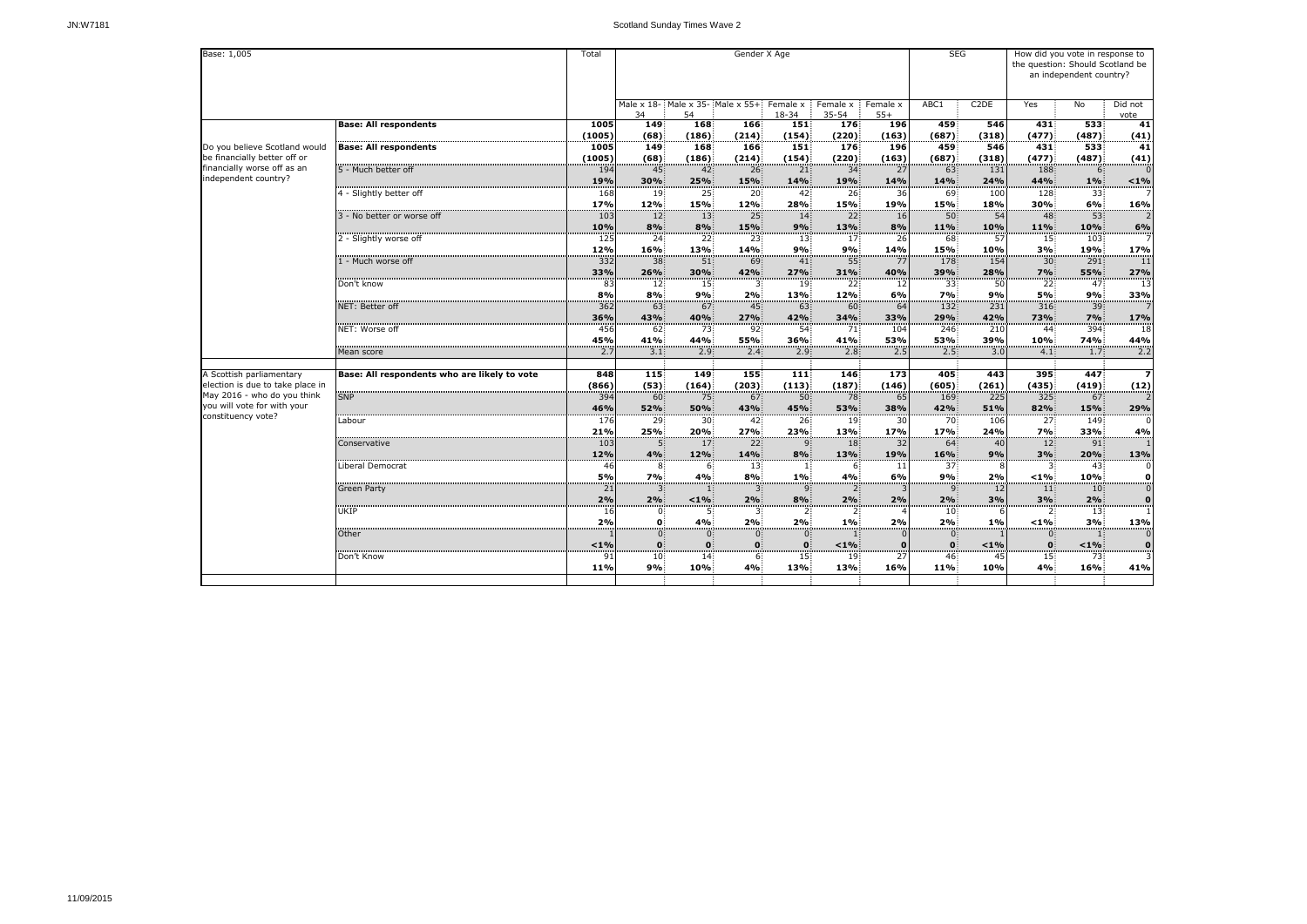Scotland Sunday Times Wave 2

| Base: 1,005 | | Total | Gender X Age | | | | | | SEG | | How did you vote in response to the question: Should Scotland be an independent country? | | |
|---|---|---|---|---|---|---|---|---|---|---|---|---|---|
| | | | Male x 18-34 | Male x 35-54 | Male x 55+ | Female x 18-34 | Female x 35-54 | Female x 55+ | ABC1 | C2DE | Yes | No | Did not vote |
| | **Base: All respondents** | **1005** | **149** | **168** | **166** | **151** | **176** | **196** | **459** | **546** | **431** | **533** | **41** |
| | | **(1005)** | **(68)** | **(186)** | **(214)** | **(154)** | **(220)** | **(163)** | **(687)** | **(318)** | **(477)** | **(487)** | **(41)** |
| Do you believe Scotland would be financially better off or financially worse off as an independent country? | **Base: All respondents** | **1005** | **149** | **168** | **166** | **151** | **176** | **196** | **459** | **546** | **431** | **533** | **41** |
| | | **(1005)** | **(68)** | **(186)** | **(214)** | **(154)** | **(220)** | **(163)** | **(687)** | **(318)** | **(477)** | **(487)** | **(41)** |
| | 5 - Much better off | 194 | 45 | 42 | 26 | 21 | 34 | 27 | 63 | 131 | 188 | 6 | 0 |
| | | **19%** | **30%** | **25%** | **15%** | **14%** | **19%** | **14%** | **14%** | **24%** | **44%** | **1%** | **<1%** |
| | 4 - Slightly better off | 168 | 19 | 25 | 20 | 42 | 26 | 36 | 69 | 100 | 128 | 33 | 7 |
| | | **17%** | **12%** | **15%** | **12%** | **28%** | **15%** | **19%** | **15%** | **18%** | **30%** | **6%** | **16%** |
| | 3 - No better or worse off | 103 | 12 | 13 | 25 | 14 | 22 | 16 | 50 | 54 | 48 | 53 | 2 |
| | | **10%** | **8%** | **8%** | **15%** | **9%** | **13%** | **8%** | **11%** | **10%** | **11%** | **10%** | **6%** |
| | 2 - Slightly worse off | 125 | 24 | 22 | 23 | 13 | 17 | 26 | 68 | 57 | 15 | 103 | 7 |
| | | **12%** | **16%** | **13%** | **14%** | **9%** | **9%** | **14%** | **15%** | **10%** | **3%** | **19%** | **17%** |
| | 1 - Much worse off | 332 | 38 | 51 | 69 | 41 | 55 | 77 | 178 | 154 | 30 | 291 | 11 |
| | | **33%** | **26%** | **30%** | **42%** | **27%** | **31%** | **40%** | **39%** | **28%** | **7%** | **55%** | **27%** |
| | Don't know | 83 | 12 | 15 | 3 | 19 | 22 | 12 | 33 | 50 | 22 | 47 | 13 |
| | | **8%** | **8%** | **9%** | **2%** | **13%** | **12%** | **6%** | **7%** | **9%** | **5%** | **9%** | **33%** |
| | NET: Better off | 362 | 63 | 67 | 45 | 63 | 60 | 64 | 132 | 231 | 316 | 39 | 7 |
| | | **36%** | **43%** | **40%** | **27%** | **42%** | **34%** | **33%** | **29%** | **42%** | **73%** | **7%** | **17%** |
| | NET: Worse off | 456 | 62 | 73 | 92 | 54 | 71 | 104 | 246 | 210 | 44 | 394 | 18 |
| | | **45%** | **41%** | **44%** | **55%** | **36%** | **41%** | **53%** | **53%** | **39%** | **10%** | **74%** | **44%** |
| | Mean score | 2.7 | 3.1 | 2.9 | 2.4 | 2.9 | 2.8 | 2.5 | 2.5 | 3.0 | 4.1 | 1.7 | 2.2 |
| A Scottish parliamentary election is due to take place in May 2016 - who do you think you will vote for with your constituency vote? | **Base: All respondents who are likely to vote** | **848** | **115** | **149** | **155** | **111** | **146** | **173** | **405** | **443** | **395** | **447** | **7** |
| | | **(866)** | **(53)** | **(164)** | **(203)** | **(113)** | **(187)** | **(146)** | **(605)** | **(261)** | **(435)** | **(419)** | **(12)** |
| | SNP | 394 | 60 | 75 | 67 | 50 | 78 | 65 | 169 | 225 | 325 | 67 | 2 |
| | | **46%** | **52%** | **50%** | **43%** | **45%** | **53%** | **38%** | **42%** | **51%** | **82%** | **15%** | **29%** |
| | Labour | 176 | 29 | 30 | 42 | 26 | 19 | 30 | 70 | 106 | 27 | 149 | 0 |
| | | **21%** | **25%** | **20%** | **27%** | **23%** | **13%** | **17%** | **17%** | **24%** | **7%** | **33%** | **4%** |
| | Conservative | 103 | 5 | 17 | 22 | 9 | 18 | 32 | 64 | 40 | 12 | 91 | 1 |
| | | **12%** | **4%** | **12%** | **14%** | **8%** | **13%** | **19%** | **16%** | **9%** | **3%** | **20%** | **13%** |
| | Liberal Democrat | 46 | 8 | 6 | 13 | 1 | 6 | 11 | 37 | 8 | 3 | 43 | 0 |
| | | **5%** | **7%** | **4%** | **8%** | **1%** | **4%** | **6%** | **9%** | **2%** | **<1%** | **10%** | **0** |
| | Green Party | 21 | 3 | 1 | 3 | 9 | 2 | 3 | 9 | 12 | 11 | 10 | 0 |
| | | **2%** | **2%** | **<1%** | **2%** | **8%** | **2%** | **2%** | **2%** | **3%** | **3%** | **2%** | **0** |
| | UKIP | 16 | 0 | 5 | 3 | 2 | 2 | 4 | 10 | 6 | 2 | 13 | 1 |
| | | **2%** | **0** | **4%** | **2%** | **2%** | **1%** | **2%** | **2%** | **1%** | **<1%** | **3%** | **13%** |
| | Other | 1 | 0 | 0 | 0 | 0 | 1 | 0 | 0 | 1 | 0 | 1 | 0 |
| | | **<1%** | **0** | **0** | **0** | **0** | **<1%** | **0** | **0** | **<1%** | **0** | **<1%** | **0** |
| | Don't Know | 91 | 10 | 14 | 6 | 15 | 19 | 27 | 46 | 45 | 15 | 73 | 3 |
| | | **11%** | **9%** | **10%** | **4%** | **13%** | **13%** | **16%** | **11%** | **10%** | **4%** | **16%** | **41%** |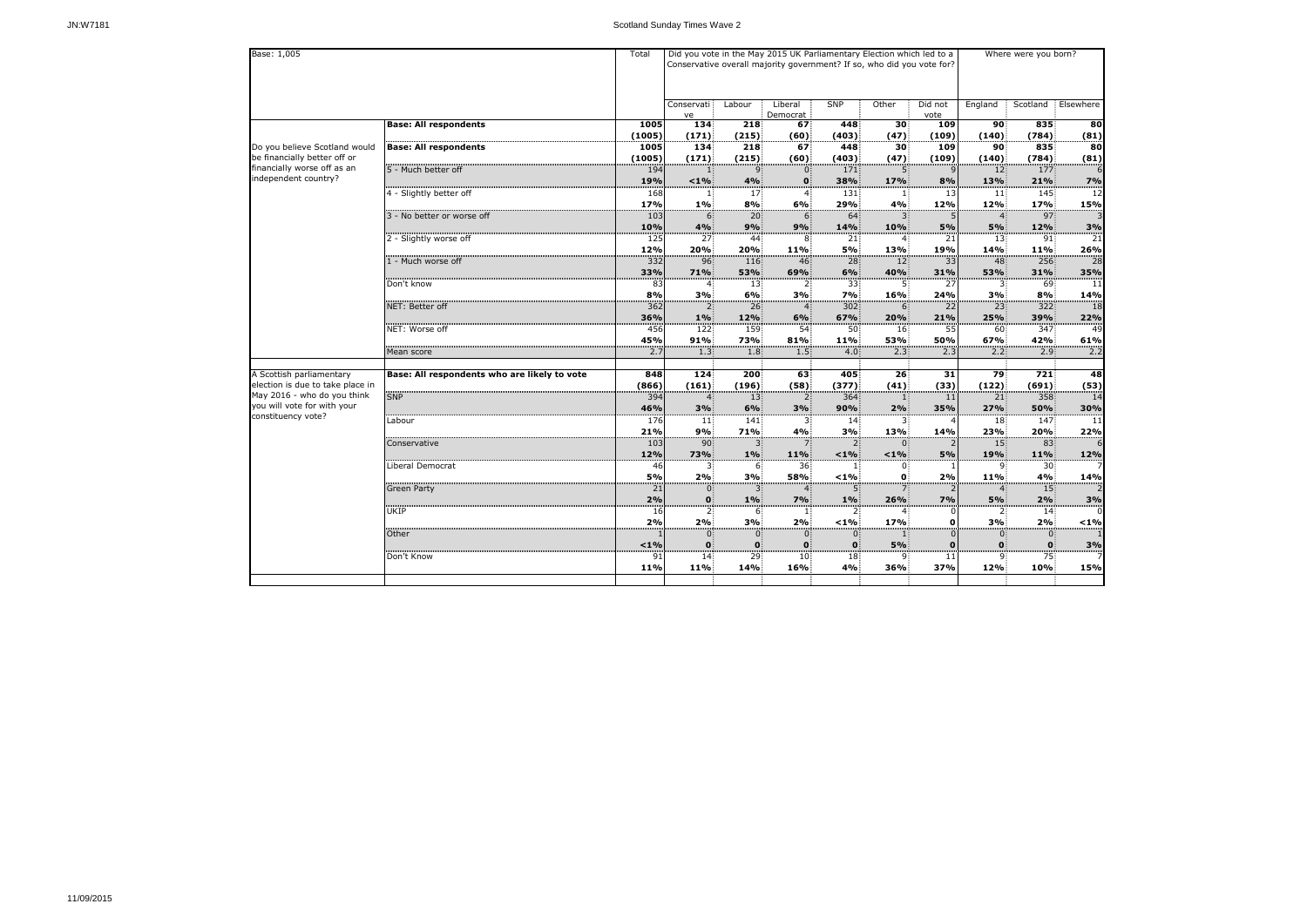| Base: 1,005 | | Total | Did you vote in the May 2015 UK Parliamentary Election which led to a Conservative overall majority government? If so, who did you vote for? | | | | | | Where were you born? | | |
|---|---|---|---|---|---|---|---|---|---|---|---|
| | | | Conservative | Labour | Liberal Democrat | SNP | Other | Did not vote | England | Scotland | Elsewhere |
| | **Base: All respondents** | **1005** | **134** | **218** | **67** | **448** | **30** | **109** | **90** | **835** | **80** |
| | | **(1005)** | **(171)** | **(215)** | **(60)** | **(403)** | **(47)** | **(109)** | **(140)** | **(784)** | **(81)** |
| Do you believe Scotland would be financially better off or financially worse off as an independent country? | **Base: All respondents** | **1005** | **134** | **218** | **67** | **448** | **30** | **109** | **90** | **835** | **80** |
| | | **(1005)** | **(171)** | **(215)** | **(60)** | **(403)** | **(47)** | **(109)** | **(140)** | **(784)** | **(81)** |
| | 5 - Much better off | 194 | 1 | 9 | 0 | 171 | 5 | 9 | 12 | 177 | 6 |
| | | **19%** | **<1%** | **4%** | **0** | **38%** | **17%** | **8%** | **13%** | **21%** | **7%** |
| | 4 - Slightly better off | 168 | 1 | 17 | 4 | 131 | 1 | 13 | 11 | 145 | 12 |
| | | **17%** | **1%** | **8%** | **6%** | **29%** | **4%** | **12%** | **12%** | **17%** | **15%** |
| | 3 - No better or worse off | 103 | 6 | 20 | 6 | 64 | 3 | 5 | 4 | 97 | 3 |
| | | **10%** | **4%** | **9%** | **9%** | **14%** | **10%** | **5%** | **5%** | **12%** | **3%** |
| | 2 - Slightly worse off | 125 | 27 | 44 | 8 | 21 | 4 | 21 | 13 | 91 | 21 |
| | | **12%** | **20%** | **20%** | **11%** | **5%** | **13%** | **19%** | **14%** | **11%** | **26%** |
| | 1 - Much worse off | 332 | 96 | 116 | 46 | 28 | 12 | 33 | 48 | 256 | 28 |
| | | **33%** | **71%** | **53%** | **69%** | **6%** | **40%** | **31%** | **53%** | **31%** | **35%** |
| | Don't know | 83 | 4 | 13 | 2 | 33 | 5 | 27 | 3 | 69 | 11 |
| | | **8%** | **3%** | **6%** | **3%** | **7%** | **16%** | **24%** | **3%** | **8%** | **14%** |
| | NET: Better off | 362 | 2 | 26 | 4 | 302 | 6 | 22 | 23 | 322 | 18 |
| | | **36%** | **1%** | **12%** | **6%** | **67%** | **20%** | **21%** | **25%** | **39%** | **22%** |
| | NET: Worse off | 456 | 122 | 159 | 54 | 50 | 16 | 55 | 60 | 347 | 49 |
| | | **45%** | **91%** | **73%** | **81%** | **11%** | **53%** | **50%** | **67%** | **42%** | **61%** |
| | Mean score | 2.7 | 1.3 | 1.8 | 1.5 | 4.0 | 2.3 | 2.3 | 2.2 | 2.9 | 2.2 |
| A Scottish parliamentary election is due to take place in May 2016 - who do you think you will vote for with your constituency vote? | **Base: All respondents who are likely to vote** | **848** | **124** | **200** | **63** | **405** | **26** | **31** | **79** | **721** | **48** |
| | | **(866)** | **(161)** | **(196)** | **(58)** | **(377)** | **(41)** | **(33)** | **(122)** | **(691)** | **(53)** |
| | SNP | 394 | 4 | 13 | 2 | 364 | 1 | 11 | 21 | 358 | 14 |
| | | **46%** | **3%** | **6%** | **3%** | **90%** | **2%** | **35%** | **27%** | **50%** | **30%** |
| | Labour | 176 | 11 | 141 | 3 | 14 | 3 | 4 | 18 | 147 | 11 |
| | | **21%** | **9%** | **71%** | **4%** | **3%** | **13%** | **14%** | **23%** | **20%** | **22%** |
| | Conservative | 103 | 90 | 3 | 7 | 2 | 0 | 2 | 15 | 83 | 6 |
| | | **12%** | **73%** | **1%** | **11%** | **<1%** | **<1%** | **5%** | **19%** | **11%** | **12%** |
| | Liberal Democrat | 46 | 3 | 6 | 36 | 1 | 0 | 1 | 9 | 30 | 7 |
| | | **5%** | **2%** | **3%** | **58%** | **<1%** | **0** | **2%** | **11%** | **4%** | **14%** |
| | Green Party | 21 | 0 | 3 | 4 | 5 | 7 | 2 | 4 | 15 | 2 |
| | | **2%** | **0** | **1%** | **7%** | **1%** | **26%** | **7%** | **5%** | **2%** | **3%** |
| | UKIP | 16 | 2 | 6 | 1 | 2 | 4 | 0 | 2 | 14 | 0 |
| | | **2%** | **2%** | **3%** | **2%** | **<1%** | **17%** | **0** | **3%** | **2%** | **<1%** |
| | Other | 1 | 0 | 0 | 0 | 0 | 1 | 0 | 0 | 0 | 1 |
| | | **<1%** | **0** | **0** | **0** | **0** | **5%** | **0** | **0** | **0** | **3%** |
| | Don't Know | 91 | 14 | 29 | 10 | 18 | 9 | 11 | 9 | 75 | 7 |
| | | **11%** | **11%** | **14%** | **16%** | **4%** | **36%** | **37%** | **12%** | **10%** | **15%** |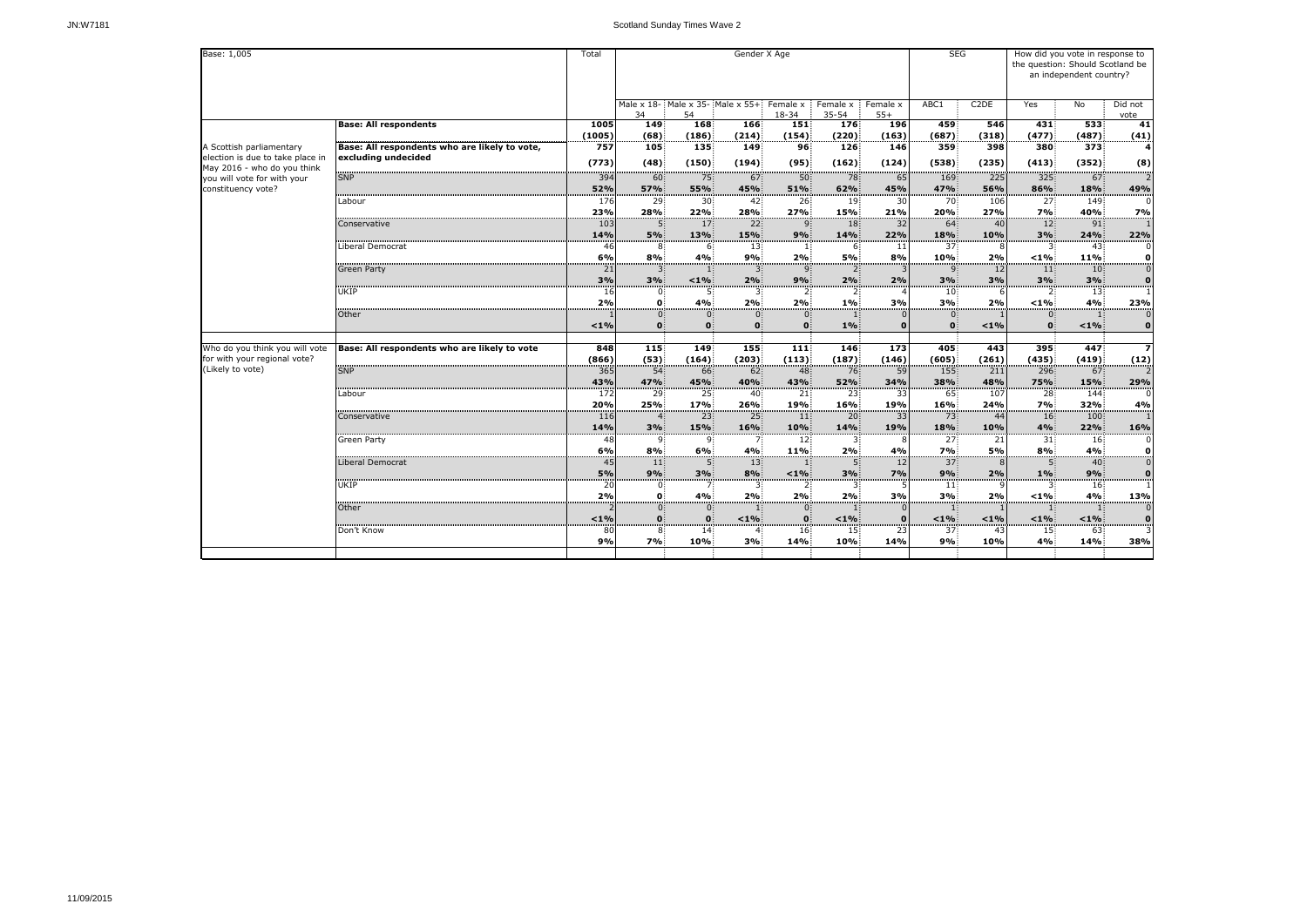## Scotland Sunday Times Wave 2

Base: 1,005

| | | Total | Gender X Age | | | | | | SEG | | How did you vote in response to the question: Should Scotland be an independent country? | | |
|---|---|---|---|---|---|---|---|---|---|---|---|---|---|
| | | | Male x 18-34 | Male x 35-54 | Male x 55+ | Female x 18-34 | Female x 35-54 | Female x 55+ | ABC1 | C2DE | Yes | No | Did not vote |
| | **Base: All respondents** | **1005** | **149** | **168** | **166** | **151** | **176** | **196** | **459** | **546** | **431** | **533** | **41** |
| | | **(1005)** | **(68)** | **(186)** | **(214)** | **(154)** | **(220)** | **(163)** | **(687)** | **(318)** | **(477)** | **(487)** | **(41)** |
| A Scottish parliamentary election is due to take place in May 2016 - who do you think you will vote for with your constituency vote? | **Base: All respondents who are likely to vote, excluding undecided** | **757** | **105** | **135** | **149** | **96** | **126** | **146** | **359** | **398** | **380** | **373** | **4** |
| | | **(773)** | **(48)** | **(150)** | **(194)** | **(95)** | **(162)** | **(124)** | **(538)** | **(235)** | **(413)** | **(352)** | **(8)** |
| | SNP | 394 | 60 | 75 | 67 | 50 | 78 | 65 | 169 | 225 | 325 | 67 | 2 |
| | | **52%** | **57%** | **55%** | **45%** | **51%** | **62%** | **45%** | **47%** | **56%** | **86%** | **18%** | **49%** |
| | Labour | 176 | 29 | 30 | 42 | 26 | 19 | 30 | 70 | 106 | 27 | 149 | 0 |
| | | **23%** | **28%** | **22%** | **28%** | **27%** | **15%** | **21%** | **20%** | **27%** | **7%** | **40%** | **7%** |
| | Conservative | 103 | 5 | 17 | 22 | 9 | 18 | 32 | 64 | 40 | 12 | 91 | 1 |
| | | **14%** | **5%** | **13%** | **15%** | **9%** | **14%** | **22%** | **18%** | **10%** | **3%** | **24%** | **22%** |
| | Liberal Democrat | 46 | 8 | 6 | 13 | 1 | 6 | 11 | 37 | 8 | 3 | 43 | 0 |
| | | **6%** | **8%** | **4%** | **9%** | **2%** | **5%** | **8%** | **10%** | **2%** | **<1%** | **11%** | **0** |
| | Green Party | 21 | 3 | 1 | 3 | 9 | 2 | 3 | 9 | 12 | 11 | 10 | 0 |
| | | **3%** | **3%** | **<1%** | **2%** | **9%** | **2%** | **2%** | **3%** | **3%** | **3%** | **3%** | **0** |
| | UKIP | 16 | 0 | 5 | 3 | 2 | 2 | 4 | 10 | 6 | 2 | 13 | 1 |
| | | **2%** | **0** | **4%** | **2%** | **2%** | **1%** | **3%** | **3%** | **2%** | **<1%** | **4%** | **23%** |
| | Other | 1 | 0 | 0 | 0 | 0 | 1 | 0 | 0 | 1 | 0 | 1 | 0 |
| | | **<1%** | **0** | **0** | **0** | **0** | **1%** | **0** | **0** | **<1%** | **0** | **<1%** | **0** |
| Who do you think you will vote for with your regional vote? (Likely to vote) | **Base: All respondents who are likely to vote** | **848** | **115** | **149** | **155** | **111** | **146** | **173** | **405** | **443** | **395** | **447** | **7** |
| | | **(866)** | **(53)** | **(164)** | **(203)** | **(113)** | **(187)** | **(146)** | **(605)** | **(261)** | **(435)** | **(419)** | **(12)** |
| | SNP | 365 | 54 | 66 | 62 | 48 | 76 | 59 | 155 | 211 | 296 | 67 | 2 |
| | | **43%** | **47%** | **45%** | **40%** | **43%** | **52%** | **34%** | **38%** | **48%** | **75%** | **15%** | **29%** |
| | Labour | 172 | 29 | 25 | 40 | 21 | 23 | 33 | 65 | 107 | 28 | 144 | 0 |
| | | **20%** | **25%** | **17%** | **26%** | **19%** | **16%** | **19%** | **16%** | **24%** | **7%** | **32%** | **4%** |
| | Conservative | 116 | 4 | 23 | 25 | 11 | 20 | 33 | 73 | 44 | 16 | 100 | 1 |
| | | **14%** | **3%** | **15%** | **16%** | **10%** | **14%** | **19%** | **18%** | **10%** | **4%** | **22%** | **16%** |
| | Green Party | 48 | 9 | 9 | 7 | 12 | 3 | 8 | 27 | 21 | 31 | 16 | 0 |
| | | **6%** | **8%** | **6%** | **4%** | **11%** | **2%** | **4%** | **7%** | **5%** | **8%** | **4%** | **0** |
| | Liberal Democrat | 45 | 11 | 5 | 13 | 1 | 5 | 12 | 37 | 8 | 5 | 40 | 0 |
| | | **5%** | **9%** | **3%** | **8%** | **<1%** | **3%** | **7%** | **9%** | **2%** | **1%** | **9%** | **0** |
| | UKIP | 20 | 0 | 7 | 3 | 2 | 3 | 5 | 11 | 9 | 3 | 16 | 1 |
| | | **2%** | **0** | **4%** | **2%** | **2%** | **2%** | **3%** | **3%** | **2%** | **<1%** | **4%** | **13%** |
| | Other | 2 | 0 | 0 | 1 | 0 | 1 | 0 | 1 | 1 | 1 | 1 | 0 |
| | | **<1%** | **0** | **0** | **<1%** | **0** | **<1%** | **0** | **<1%** | **<1%** | **<1%** | **<1%** | **0** |
| | Don't Know | 80 | 8 | 14 | 4 | 16 | 15 | 23 | 37 | 43 | 15 | 63 | 3 |
| | | **9%** | **7%** | **10%** | **3%** | **14%** | **10%** | **14%** | **9%** | **10%** | **4%** | **14%** | **38%** |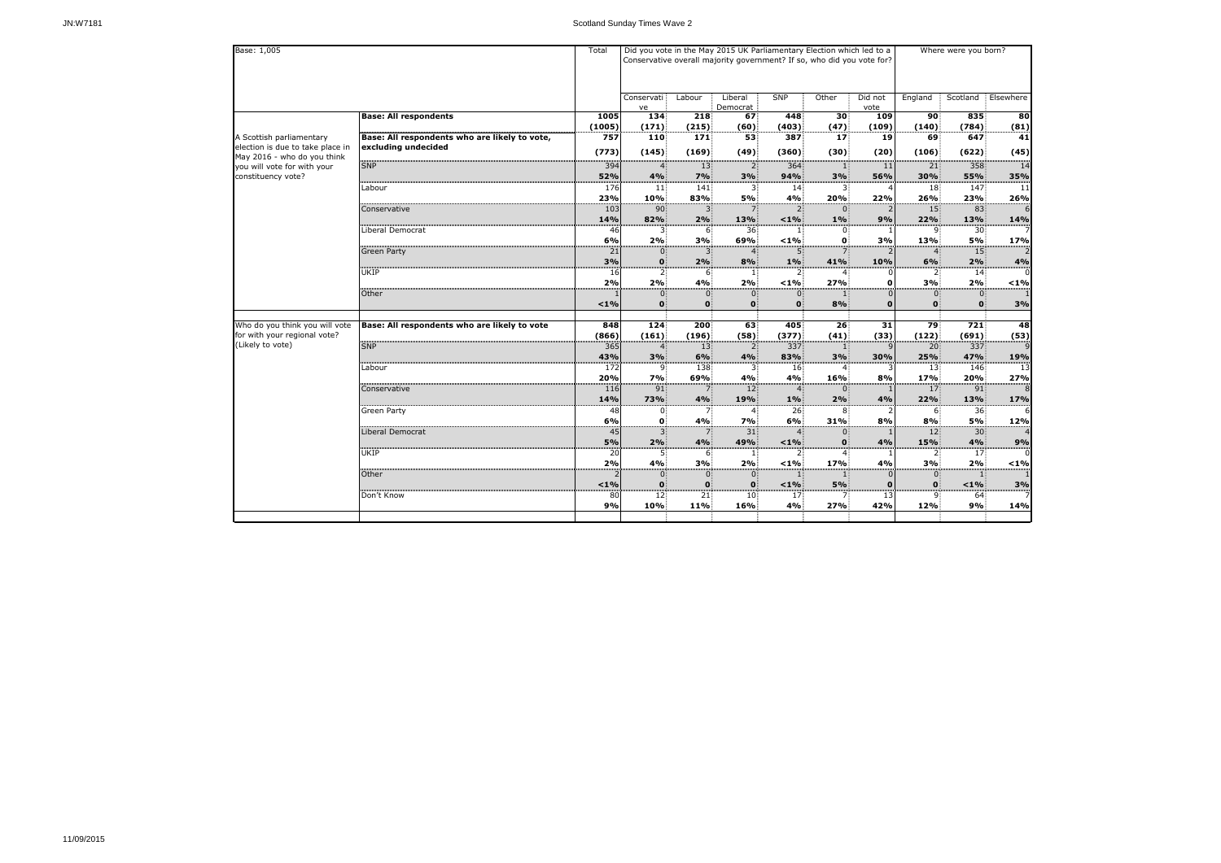Base: 1,005

| | | Total | Did you vote in the May 2015 UK Parliamentary Election which led to a Conservative overall majority government? If so, who did you vote for? | | | | | | Where were you born? | | |
|---|---|---|---|---|---|---|---|---|---|---|---|
| | | | Conservative | Labour | Liberal Democrat | SNP | Other | Did not vote | England | Scotland | Elsewhere |
| | **Base: All respondents** | **1005** | **134** | **218** | **67** | **448** | **30** | **109** | **90** | **835** | **80** |
| | | **(1005)** | **(171)** | **(215)** | **(60)** | **(403)** | **(47)** | **(109)** | **(140)** | **(784)** | **(81)** |
| A Scottish parliamentary election is due to take place in May 2016 - who do you think you will vote for with your constituency vote? | **Base: All respondents who are likely to vote, excluding undecided** | **757** | **110** | **171** | **53** | **387** | **17** | **19** | **69** | **647** | **41** |
| | | **(773)** | **(145)** | **(169)** | **(49)** | **(360)** | **(30)** | **(20)** | **(106)** | **(622)** | **(45)** |
| | SNP | 394 | 4 | 13 | 2 | 364 | 1 | 11 | 21 | 358 | 14 |
| | | **52%** | **4%** | **7%** | **3%** | **94%** | **3%** | **56%** | **30%** | **55%** | **35%** |
| | Labour | 176 | 11 | 141 | 3 | 14 | 3 | 4 | 18 | 147 | 11 |
| | | **23%** | **10%** | **83%** | **5%** | **4%** | **20%** | **22%** | **26%** | **23%** | **26%** |
| | Conservative | 103 | 90 | 3 | 7 | 2 | 0 | 2 | 15 | 83 | 6 |
| | | **14%** | **82%** | **2%** | **13%** | **<1%** | **1%** | **9%** | **22%** | **13%** | **14%** |
| | Liberal Democrat | 46 | 3 | 6 | 36 | 1 | 0 | 1 | 9 | 30 | 7 |
| | | **6%** | **2%** | **3%** | **69%** | **<1%** | **0** | **3%** | **13%** | **5%** | **17%** |
| | Green Party | 21 | 0 | 3 | 4 | 5 | 7 | 2 | 4 | 15 | 2 |
| | | **3%** | **0** | **2%** | **8%** | **1%** | **41%** | **10%** | **6%** | **2%** | **4%** |
| | UKIP | 16 | 2 | 6 | 1 | 2 | 4 | 0 | 2 | 14 | 0 |
| | | **2%** | **2%** | **4%** | **2%** | **<1%** | **27%** | **0** | **3%** | **2%** | **<1%** |
| | Other | 1 | 0 | 0 | 0 | 0 | 1 | 0 | 0 | 0 | 1 |
| | | **<1%** | **0** | **0** | **0** | **0** | **8%** | **0** | **0** | **0** | **3%** |
| Who do you think you will vote for with your regional vote? (Likely to vote) | **Base: All respondents who are likely to vote** | **848** | **124** | **200** | **63** | **405** | **26** | **31** | **79** | **721** | **48** |
| | | **(866)** | **(161)** | **(196)** | **(58)** | **(377)** | **(41)** | **(33)** | **(122)** | **(691)** | **(53)** |
| | SNP | 365 | 4 | 13 | 2 | 337 | 1 | 9 | 20 | 337 | 9 |
| | | **43%** | **3%** | **6%** | **4%** | **83%** | **3%** | **30%** | **25%** | **47%** | **19%** |
| | Labour | 172 | 9 | 138 | 3 | 16 | 4 | 3 | 13 | 146 | 13 |
| | | **20%** | **7%** | **69%** | **4%** | **4%** | **16%** | **8%** | **17%** | **20%** | **27%** |
| | Conservative | 116 | 91 | 7 | 12 | 4 | 0 | 1 | 17 | 91 | 8 |
| | | **14%** | **73%** | **4%** | **19%** | **1%** | **2%** | **4%** | **22%** | **13%** | **17%** |
| | Green Party | 48 | 0 | 7 | 4 | 26 | 8 | 2 | 6 | 36 | 6 |
| | | **6%** | **0** | **4%** | **7%** | **6%** | **31%** | **8%** | **8%** | **5%** | **12%** |
| | Liberal Democrat | 45 | 3 | 7 | 31 | 4 | 0 | 1 | 12 | 30 | 4 |
| | | **5%** | **2%** | **4%** | **49%** | **<1%** | **0** | **4%** | **15%** | **4%** | **9%** |
| | UKIP | 20 | 5 | 6 | 1 | 2 | 4 | 1 | 2 | 17 | 0 |
| | | **2%** | **4%** | **3%** | **2%** | **<1%** | **17%** | **4%** | **3%** | **2%** | **<1%** |
| | Other | 2 | 0 | 0 | 0 | 1 | 1 | 0 | 0 | 1 | 1 |
| | | **<1%** | **0** | **0** | **0** | **<1%** | **5%** | **0** | **0** | **<1%** | **3%** |
| | Don't Know | 80 | 12 | 21 | 10 | 17 | 7 | 13 | 9 | 64 | 7 |
| | | **9%** | **10%** | **11%** | **16%** | **4%** | **27%** | **42%** | **12%** | **9%** | **14%** |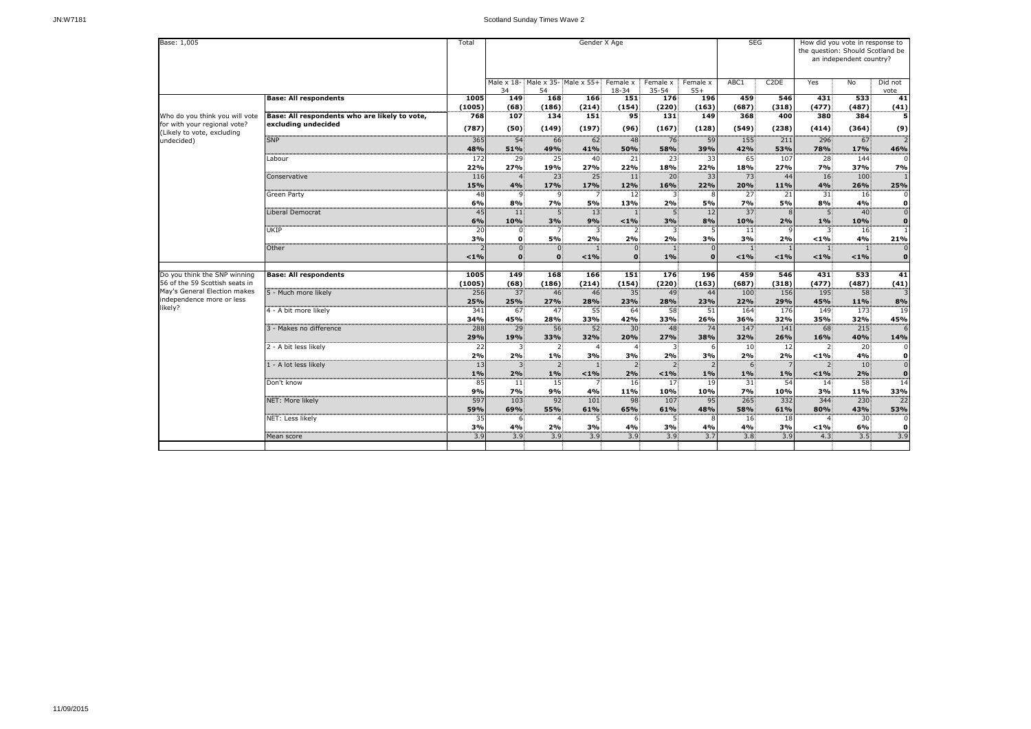| Base: 1,005 | | Total | Gender X Age | | | | | | SEG | | How did you vote in response to the question: Should Scotland be an independent country? | | |
|---|---|---|---|---|---|---|---|---|---|---|---|---|---|
| | | | Male x 18-34 | Male x 35-54 | Male x 55+ | Female x 18-34 | Female x 35-54 | Female x 55+ | ABC1 | C2DE | Yes | No | Did not vote |
| | **Base: All respondents** | **1005** | **149** | **168** | **166** | **151** | **176** | **196** | **459** | **546** | **431** | **533** | **41** |
| | | **(1005)** | **(68)** | **(186)** | **(214)** | **(154)** | **(220)** | **(163)** | **(687)** | **(318)** | **(477)** | **(487)** | **(41)** |
| Who do you think you will vote for with your regional vote? (Likely to vote, excluding undecided) | **Base: All respondents who are likely to vote, excluding undecided** | **768** | **107** | **134** | **151** | **95** | **131** | **149** | **368** | **400** | **380** | **384** | **5** |
| | | **(787)** | **(50)** | **(149)** | **(197)** | **(96)** | **(167)** | **(128)** | **(549)** | **(238)** | **(414)** | **(364)** | **(9)** |
| | SNP | 365 | 54 | 66 | 62 | 48 | 76 | 59 | 155 | 211 | 296 | 67 | 2 |
| | | **48%** | **51%** | **49%** | **41%** | **50%** | **58%** | **39%** | **42%** | **53%** | **78%** | **17%** | **46%** |
| | Labour | 172 | 29 | 25 | 40 | 21 | 23 | 33 | 65 | 107 | 28 | 144 | 0 |
| | | **22%** | **27%** | **19%** | **27%** | **22%** | **18%** | **22%** | **18%** | **27%** | **7%** | **37%** | **7%** |
| | Conservative | 116 | 4 | 23 | 25 | 11 | 20 | 33 | 73 | 44 | 16 | 100 | 1 |
| | | **15%** | **4%** | **17%** | **17%** | **12%** | **16%** | **22%** | **20%** | **11%** | **4%** | **26%** | **25%** |
| | Green Party | 48 | 9 | 9 | 7 | 12 | 3 | 8 | 27 | 21 | 31 | 16 | 0 |
| | | **6%** | **8%** | **7%** | **5%** | **13%** | **2%** | **5%** | **7%** | **5%** | **8%** | **4%** | **0** |
| | Liberal Democrat | 45 | 11 | 5 | 13 | 1 | 5 | 12 | 37 | 8 | 5 | 40 | 0 |
| | | **6%** | **10%** | **3%** | **9%** | **<1%** | **3%** | **8%** | **10%** | **2%** | **1%** | **10%** | **0** |
| | UKIP | 20 | 0 | 7 | 3 | 2 | 3 | 5 | 11 | 9 | 3 | 16 | 1 |
| | | **3%** | **0** | **5%** | **2%** | **2%** | **2%** | **3%** | **3%** | **2%** | **<1%** | **4%** | **21%** |
| | Other | 2 | 0 | 0 | 1 | 0 | 1 | 0 | 1 | 1 | 1 | 1 | 0 |
| | | **<1%** | **0** | **0** | **<1%** | **0** | **1%** | **0** | **<1%** | **<1%** | **<1%** | **<1%** | **0** |
| Do you think the SNP winning 56 of the 59 Scottish seats in May's General Election makes independence more or less likely? | **Base: All respondents** | **1005** | **149** | **168** | **166** | **151** | **176** | **196** | **459** | **546** | **431** | **533** | **41** |
| | | **(1005)** | **(68)** | **(186)** | **(214)** | **(154)** | **(220)** | **(163)** | **(687)** | **(318)** | **(477)** | **(487)** | **(41)** |
| | 5 - Much more likely | 256 | 37 | 46 | 46 | 35 | 49 | 44 | 100 | 156 | 195 | 58 | 3 |
| | | **25%** | **25%** | **27%** | **28%** | **23%** | **28%** | **23%** | **22%** | **29%** | **45%** | **11%** | **8%** |
| | 4 - A bit more likely | 341 | 67 | 47 | 55 | 64 | 58 | 51 | 164 | 176 | 149 | 173 | 19 |
| | | **34%** | **45%** | **28%** | **33%** | **42%** | **33%** | **26%** | **36%** | **32%** | **35%** | **32%** | **45%** |
| | 3 - Makes no difference | 288 | 29 | 56 | 52 | 30 | 48 | 74 | 147 | 141 | 68 | 215 | 6 |
| | | **29%** | **19%** | **33%** | **32%** | **20%** | **27%** | **38%** | **32%** | **26%** | **16%** | **40%** | **14%** |
| | 2 - A bit less likely | 22 | 3 | 2 | 4 | 4 | 3 | 6 | 10 | 12 | 2 | 20 | 0 |
| | | **2%** | **2%** | **1%** | **3%** | **3%** | **2%** | **3%** | **2%** | **2%** | **<1%** | **4%** | **0** |
| | 1 - A lot less likely | 13 | 3 | 2 | 1 | 2 | 2 | 2 | 6 | 7 | 2 | 10 | 0 |
| | | **1%** | **2%** | **1%** | **<1%** | **2%** | **<1%** | **1%** | **1%** | **1%** | **<1%** | **2%** | **0** |
| | Don't know | 85 | 11 | 15 | 7 | 16 | 17 | 19 | 31 | 54 | 14 | 58 | 14 |
| | | **9%** | **7%** | **9%** | **4%** | **11%** | **10%** | **10%** | **7%** | **10%** | **3%** | **11%** | **33%** |
| | NET: More likely | 597 | 103 | 92 | 101 | 98 | 107 | 95 | 265 | 332 | 344 | 230 | 22 |
| | | **59%** | **69%** | **55%** | **61%** | **65%** | **61%** | **48%** | **58%** | **61%** | **80%** | **43%** | **53%** |
| | NET: Less likely | 35 | 6 | 4 | 5 | 6 | 5 | 8 | 16 | 18 | 4 | 30 | 0 |
| | | **3%** | **4%** | **2%** | **3%** | **4%** | **3%** | **4%** | **4%** | **3%** | **<1%** | **6%** | **0** |
| | Mean score | 3.9 | 3.9 | 3.9 | 3.9 | 3.9 | 3.9 | 3.7 | 3.8 | 3.9 | 4.3 | 3.5 | 3.9 |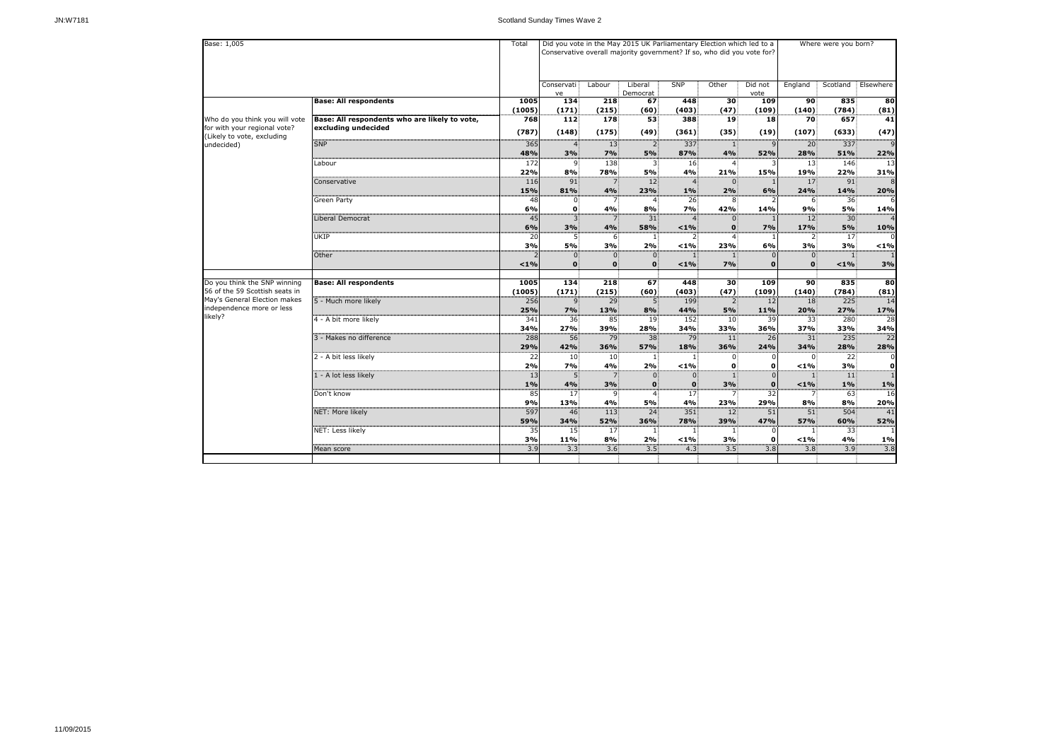| Base: 1,005 | | Total | Did you vote in the May 2015 UK Parliamentary Election which led to a Conservative overall majority government? If so, who did you vote for? | | | | | | Where were you born? | | |
|---|---|---|---|---|---|---|---|---|---|---|---|
| | | | Conservative | Labour | Liberal Democrat | SNP | Other | Did not vote | England | Scotland | Elsewhere |
| | **Base: All respondents** | **1005** | **134** | **218** | **67** | **448** | **30** | **109** | **90** | **835** | **80** |
| | | **(1005)** | **(171)** | **(215)** | **(60)** | **(403)** | **(47)** | **(109)** | **(140)** | **(784)** | **(81)** |
| Who do you think you will vote for with your regional vote? (Likely to vote, excluding undecided) | **Base: All respondents who are likely to vote, excluding undecided** | **768** | **112** | **178** | **53** | **388** | **19** | **18** | **70** | **657** | **41** |
| | | **(787)** | **(148)** | **(175)** | **(49)** | **(361)** | **(35)** | **(19)** | **(107)** | **(633)** | **(47)** |
| | SNP | 365 | 4 | 13 | 2 | 337 | 1 | 9 | 20 | 337 | 9 |
| | | **48%** | **3%** | **7%** | **5%** | **87%** | **4%** | **52%** | **28%** | **51%** | **22%** |
| | Labour | 172 | 9 | 138 | 3 | 16 | 4 | 3 | 13 | 146 | 13 |
| | | **22%** | **8%** | **78%** | **5%** | **4%** | **21%** | **15%** | **19%** | **22%** | **31%** |
| | Conservative | 116 | 91 | 7 | 12 | 4 | 0 | 1 | 17 | 91 | 8 |
| | | **15%** | **81%** | **4%** | **23%** | **1%** | **2%** | **6%** | **24%** | **14%** | **20%** |
| | Green Party | 48 | 0 | 7 | 4 | 26 | 8 | 2 | 6 | 36 | 6 |
| | | **6%** | **0** | **4%** | **8%** | **7%** | **42%** | **14%** | **9%** | **5%** | **14%** |
| | Liberal Democrat | 45 | 3 | 7 | 31 | 4 | 0 | 1 | 12 | 30 | 4 |
| | | **6%** | **3%** | **4%** | **58%** | **<1%** | **0** | **7%** | **17%** | **5%** | **10%** |
| | UKIP | 20 | 5 | 6 | 1 | 2 | 4 | 1 | 2 | 17 | 0 |
| | | **3%** | **5%** | **3%** | **2%** | **<1%** | **23%** | **6%** | **3%** | **3%** | **<1%** |
| | Other | 2 | 0 | 0 | 0 | 1 | 1 | 0 | 0 | 1 | 1 |
| | | **<1%** | **0** | **0** | **0** | **<1%** | **7%** | **0** | **0** | **<1%** | **3%** |
| Do you think the SNP winning 56 of the 59 Scottish seats in May's General Election makes independence more or less likely? | **Base: All respondents** | **1005** | **134** | **218** | **67** | **448** | **30** | **109** | **90** | **835** | **80** |
| | | **(1005)** | **(171)** | **(215)** | **(60)** | **(403)** | **(47)** | **(109)** | **(140)** | **(784)** | **(81)** |
| | 5 - Much more likely | 256 | 9 | 29 | 5 | 199 | 2 | 12 | 18 | 225 | 14 |
| | | **25%** | **7%** | **13%** | **8%** | **44%** | **5%** | **11%** | **20%** | **27%** | **17%** |
| | 4 - A bit more likely | 341 | 36 | 85 | 19 | 152 | 10 | 39 | 33 | 280 | 28 |
| | | **34%** | **27%** | **39%** | **28%** | **34%** | **33%** | **36%** | **37%** | **33%** | **34%** |
| | 3 - Makes no difference | 288 | 56 | 79 | 38 | 79 | 11 | 26 | 31 | 235 | 22 |
| | | **29%** | **42%** | **36%** | **57%** | **18%** | **36%** | **24%** | **34%** | **28%** | **28%** |
| | 2 - A bit less likely | 22 | 10 | 10 | 1 | 1 | 0 | 0 | 0 | 22 | 0 |
| | | **2%** | **7%** | **4%** | **2%** | **<1%** | **0** | **0** | **<1%** | **3%** | **0** |
| | 1 - A lot less likely | 13 | 5 | 7 | 0 | 0 | 1 | 0 | 1 | 11 | 1 |
| | | **1%** | **4%** | **3%** | **0** | **0** | **3%** | **0** | **<1%** | **1%** | **1%** |
| | Don't know | 85 | 17 | 9 | 4 | 17 | 7 | 32 | 7 | 63 | 16 |
| | | **9%** | **13%** | **4%** | **5%** | **4%** | **23%** | **29%** | **8%** | **8%** | **20%** |
| | NET: More likely | 597 | 46 | 113 | 24 | 351 | 12 | 51 | 51 | 504 | 41 |
| | | **59%** | **34%** | **52%** | **36%** | **78%** | **39%** | **47%** | **57%** | **60%** | **52%** |
| | NET: Less likely | 35 | 15 | 17 | 1 | 1 | 1 | 0 | 1 | 33 | 1 |
| | | **3%** | **11%** | **8%** | **2%** | **<1%** | **3%** | **0** | **<1%** | **4%** | **1%** |
| | Mean score | 3.9 | 3.3 | 3.6 | 3.5 | 4.3 | 3.5 | 3.8 | 3.8 | 3.9 | 3.8 |